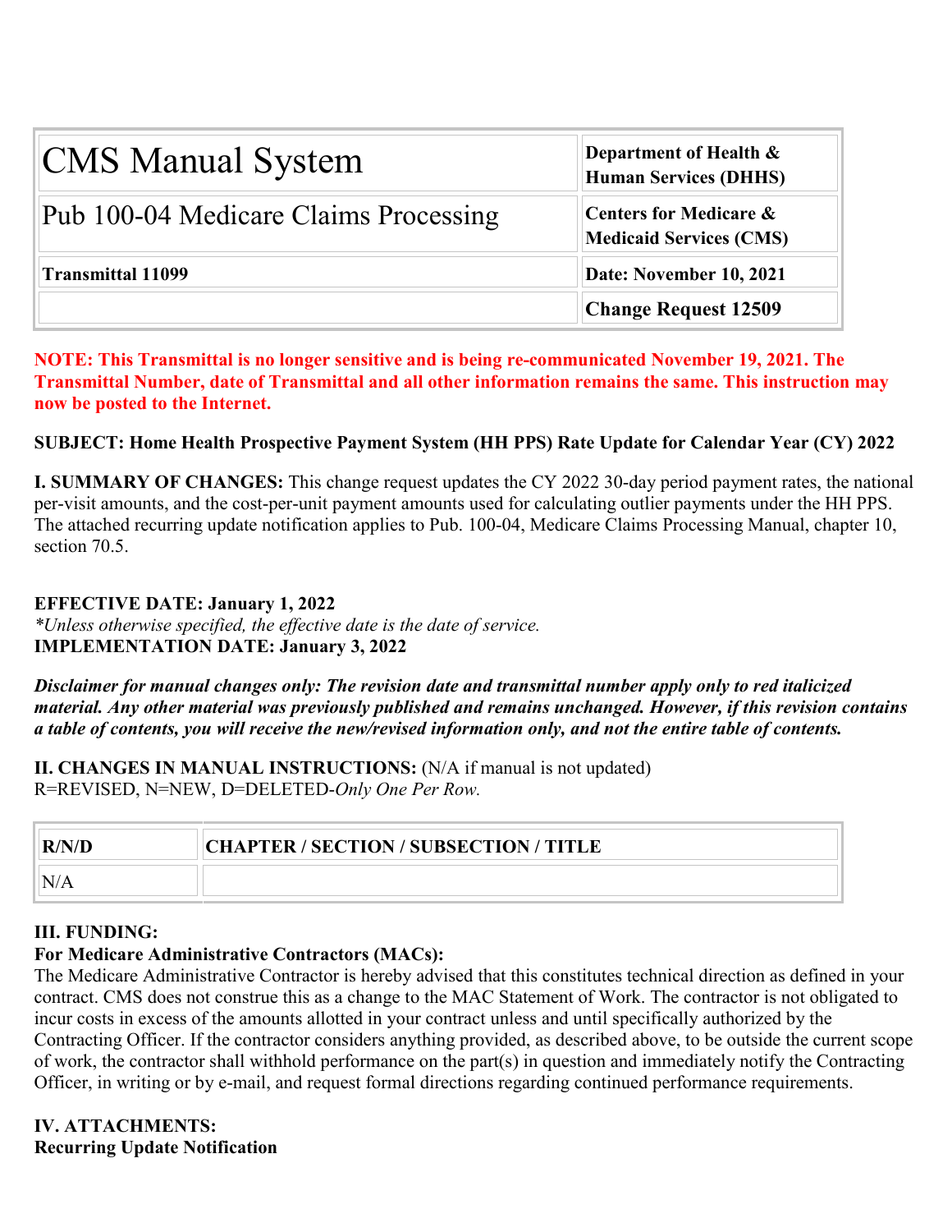| CMS Manual System | Department of Health & Human Services (DHHS) |
|---|---|
| Pub 100-04 Medicare Claims Processing | Centers for Medicare & Medicaid Services (CMS) |
| **Transmittal 11099** | **Date: November 10, 2021** |
| | **Change Request 12509** |

**NOTE: This Transmittal is no longer sensitive and is being re-communicated November 19, 2021. The Transmittal Number, date of Transmittal and all other information remains the same. This instruction may now be posted to the Internet.**

**SUBJECT: Home Health Prospective Payment System (HH PPS) Rate Update for Calendar Year (CY) 2022**

**I. SUMMARY OF CHANGES:** This change request updates the CY 2022 30-day period payment rates, the national per-visit amounts, and the cost-per-unit payment amounts used for calculating outlier payments under the HH PPS. The attached recurring update notification applies to Pub. 100-04, Medicare Claims Processing Manual, chapter 10, section 70.5.

**EFFECTIVE DATE: January 1, 2022**
*\*Unless otherwise specified, the effective date is the date of service.*
**IMPLEMENTATION DATE: January 3, 2022**

***Disclaimer for manual changes only: The revision date and transmittal number apply only to red italicized material. Any other material was previously published and remains unchanged. However, if this revision contains a table of contents, you will receive the new/revised information only, and not the entire table of contents.***

**II. CHANGES IN MANUAL INSTRUCTIONS:** (N/A if manual is not updated)
R=REVISED, N=NEW, D=DELETED-*Only One Per Row.*

| R/N/D | CHAPTER / SECTION / SUBSECTION / TITLE |
|---|---|
| N/A | |

**III. FUNDING:**
**For Medicare Administrative Contractors (MACs):**
The Medicare Administrative Contractor is hereby advised that this constitutes technical direction as defined in your contract. CMS does not construe this as a change to the MAC Statement of Work. The contractor is not obligated to incur costs in excess of the amounts allotted in your contract unless and until specifically authorized by the Contracting Officer. If the contractor considers anything provided, as described above, to be outside the current scope of work, the contractor shall withhold performance on the part(s) in question and immediately notify the Contracting Officer, in writing or by e-mail, and request formal directions regarding continued performance requirements.

**IV. ATTACHMENTS:**
**Recurring Update Notification**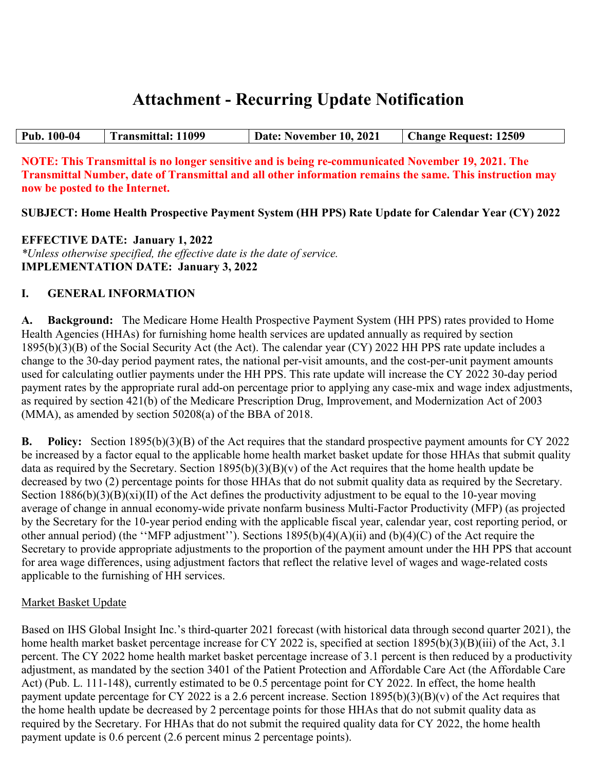# Attachment - Recurring Update Notification

| Pub. 100-04 | Transmittal: 11099 | Date: November 10, 2021 | Change Request: 12509 |
|---|---|---|---|

**NOTE: This Transmittal is no longer sensitive and is being re-communicated November 19, 2021. The Transmittal Number, date of Transmittal and all other information remains the same. This instruction may now be posted to the Internet.**

**SUBJECT: Home Health Prospective Payment System (HH PPS) Rate Update for Calendar Year (CY) 2022**

**EFFECTIVE DATE: January 1, 2022**
*\*Unless otherwise specified, the effective date is the date of service.*
**IMPLEMENTATION DATE: January 3, 2022**

## I. GENERAL INFORMATION

**A. Background:** The Medicare Home Health Prospective Payment System (HH PPS) rates provided to Home Health Agencies (HHAs) for furnishing home health services are updated annually as required by section 1895(b)(3)(B) of the Social Security Act (the Act). The calendar year (CY) 2022 HH PPS rate update includes a change to the 30-day period payment rates, the national per-visit amounts, and the cost-per-unit payment amounts used for calculating outlier payments under the HH PPS. This rate update will increase the CY 2022 30-day period payment rates by the appropriate rural add-on percentage prior to applying any case-mix and wage index adjustments, as required by section 421(b) of the Medicare Prescription Drug, Improvement, and Modernization Act of 2003 (MMA), as amended by section 50208(a) of the BBA of 2018.

**B. Policy:** Section 1895(b)(3)(B) of the Act requires that the standard prospective payment amounts for CY 2022 be increased by a factor equal to the applicable home health market basket update for those HHAs that submit quality data as required by the Secretary. Section 1895(b)(3)(B)(v) of the Act requires that the home health update be decreased by two (2) percentage points for those HHAs that do not submit quality data as required by the Secretary. Section 1886(b)(3)(B)(xi)(II) of the Act defines the productivity adjustment to be equal to the 10-year moving average of change in annual economy-wide private nonfarm business Multi-Factor Productivity (MFP) (as projected by the Secretary for the 10-year period ending with the applicable fiscal year, calendar year, cost reporting period, or other annual period) (the ''MFP adjustment''). Sections 1895(b)(4)(A)(ii) and (b)(4)(C) of the Act require the Secretary to provide appropriate adjustments to the proportion of the payment amount under the HH PPS that account for area wage differences, using adjustment factors that reflect the relative level of wages and wage-related costs applicable to the furnishing of HH services.

Market Basket Update

Based on IHS Global Insight Inc.'s third-quarter 2021 forecast (with historical data through second quarter 2021), the home health market basket percentage increase for CY 2022 is, specified at section 1895(b)(3)(B)(iii) of the Act, 3.1 percent. The CY 2022 home health market basket percentage increase of 3.1 percent is then reduced by a productivity adjustment, as mandated by the section 3401 of the Patient Protection and Affordable Care Act (the Affordable Care Act) (Pub. L. 111-148), currently estimated to be 0.5 percentage point for CY 2022. In effect, the home health payment update percentage for CY 2022 is a 2.6 percent increase. Section 1895(b)(3)(B)(v) of the Act requires that the home health update be decreased by 2 percentage points for those HHAs that do not submit quality data as required by the Secretary. For HHAs that do not submit the required quality data for CY 2022, the home health payment update is 0.6 percent (2.6 percent minus 2 percentage points).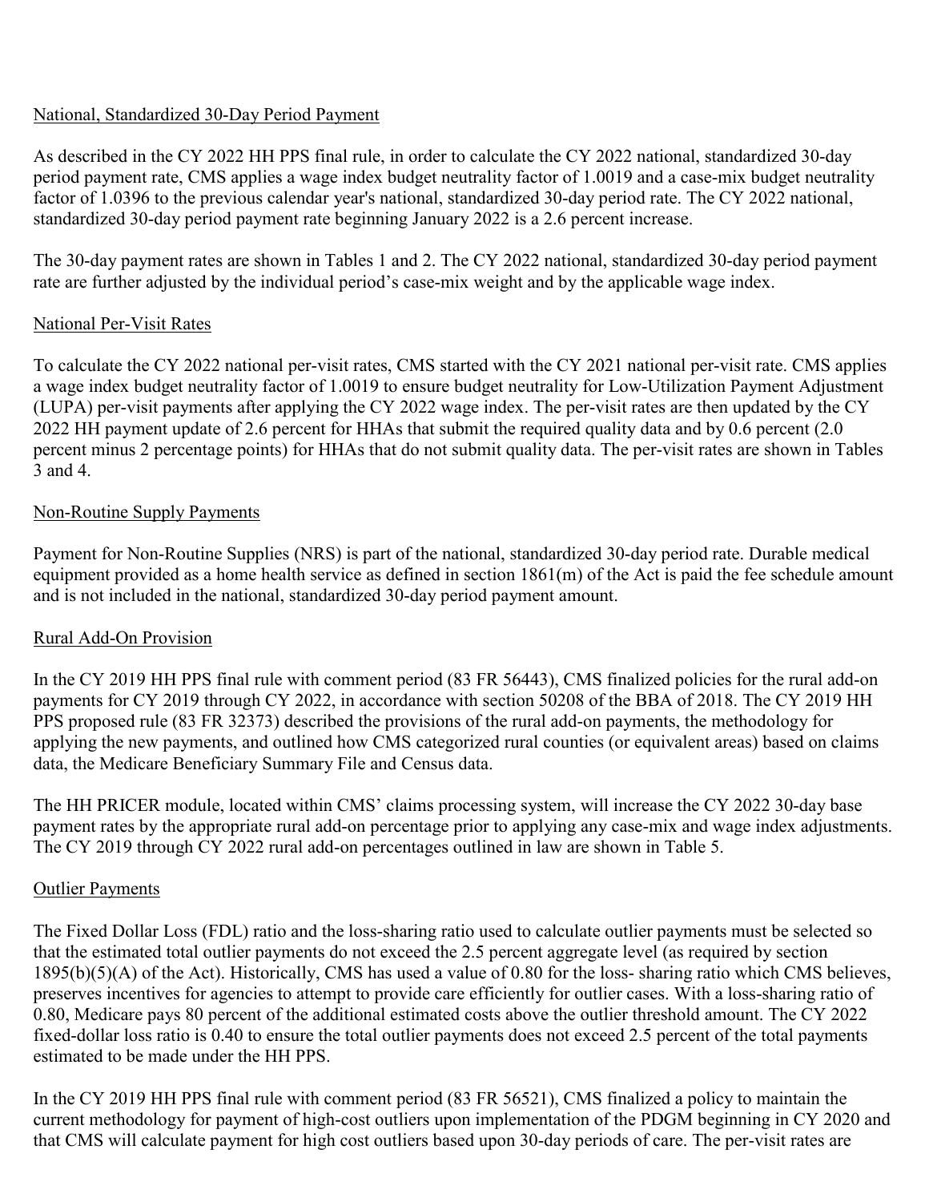## National, Standardized 30-Day Period Payment

As described in the CY 2022 HH PPS final rule, in order to calculate the CY 2022 national, standardized 30-day period payment rate, CMS applies a wage index budget neutrality factor of 1.0019 and a case-mix budget neutrality factor of 1.0396 to the previous calendar year's national, standardized 30-day period rate. The CY 2022 national, standardized 30-day period payment rate beginning January 2022 is a 2.6 percent increase.

The 30-day payment rates are shown in Tables 1 and 2. The CY 2022 national, standardized 30-day period payment rate are further adjusted by the individual period's case-mix weight and by the applicable wage index.

## National Per-Visit Rates

To calculate the CY 2022 national per-visit rates, CMS started with the CY 2021 national per-visit rate. CMS applies a wage index budget neutrality factor of 1.0019 to ensure budget neutrality for Low-Utilization Payment Adjustment (LUPA) per-visit payments after applying the CY 2022 wage index. The per-visit rates are then updated by the CY 2022 HH payment update of 2.6 percent for HHAs that submit the required quality data and by 0.6 percent (2.0 percent minus 2 percentage points) for HHAs that do not submit quality data. The per-visit rates are shown in Tables 3 and 4.

## Non-Routine Supply Payments

Payment for Non-Routine Supplies (NRS) is part of the national, standardized 30-day period rate. Durable medical equipment provided as a home health service as defined in section 1861(m) of the Act is paid the fee schedule amount and is not included in the national, standardized 30-day period payment amount.

## Rural Add-On Provision

In the CY 2019 HH PPS final rule with comment period (83 FR 56443), CMS finalized policies for the rural add-on payments for CY 2019 through CY 2022, in accordance with section 50208 of the BBA of 2018. The CY 2019 HH PPS proposed rule (83 FR 32373) described the provisions of the rural add-on payments, the methodology for applying the new payments, and outlined how CMS categorized rural counties (or equivalent areas) based on claims data, the Medicare Beneficiary Summary File and Census data.

The HH PRICER module, located within CMS' claims processing system, will increase the CY 2022 30-day base payment rates by the appropriate rural add-on percentage prior to applying any case-mix and wage index adjustments. The CY 2019 through CY 2022 rural add-on percentages outlined in law are shown in Table 5.

## Outlier Payments

The Fixed Dollar Loss (FDL) ratio and the loss-sharing ratio used to calculate outlier payments must be selected so that the estimated total outlier payments do not exceed the 2.5 percent aggregate level (as required by section 1895(b)(5)(A) of the Act). Historically, CMS has used a value of 0.80 for the loss- sharing ratio which CMS believes, preserves incentives for agencies to attempt to provide care efficiently for outlier cases. With a loss-sharing ratio of 0.80, Medicare pays 80 percent of the additional estimated costs above the outlier threshold amount. The CY 2022 fixed-dollar loss ratio is 0.40 to ensure the total outlier payments does not exceed 2.5 percent of the total payments estimated to be made under the HH PPS.

In the CY 2019 HH PPS final rule with comment period (83 FR 56521), CMS finalized a policy to maintain the current methodology for payment of high-cost outliers upon implementation of the PDGM beginning in CY 2020 and that CMS will calculate payment for high cost outliers based upon 30-day periods of care. The per-visit rates are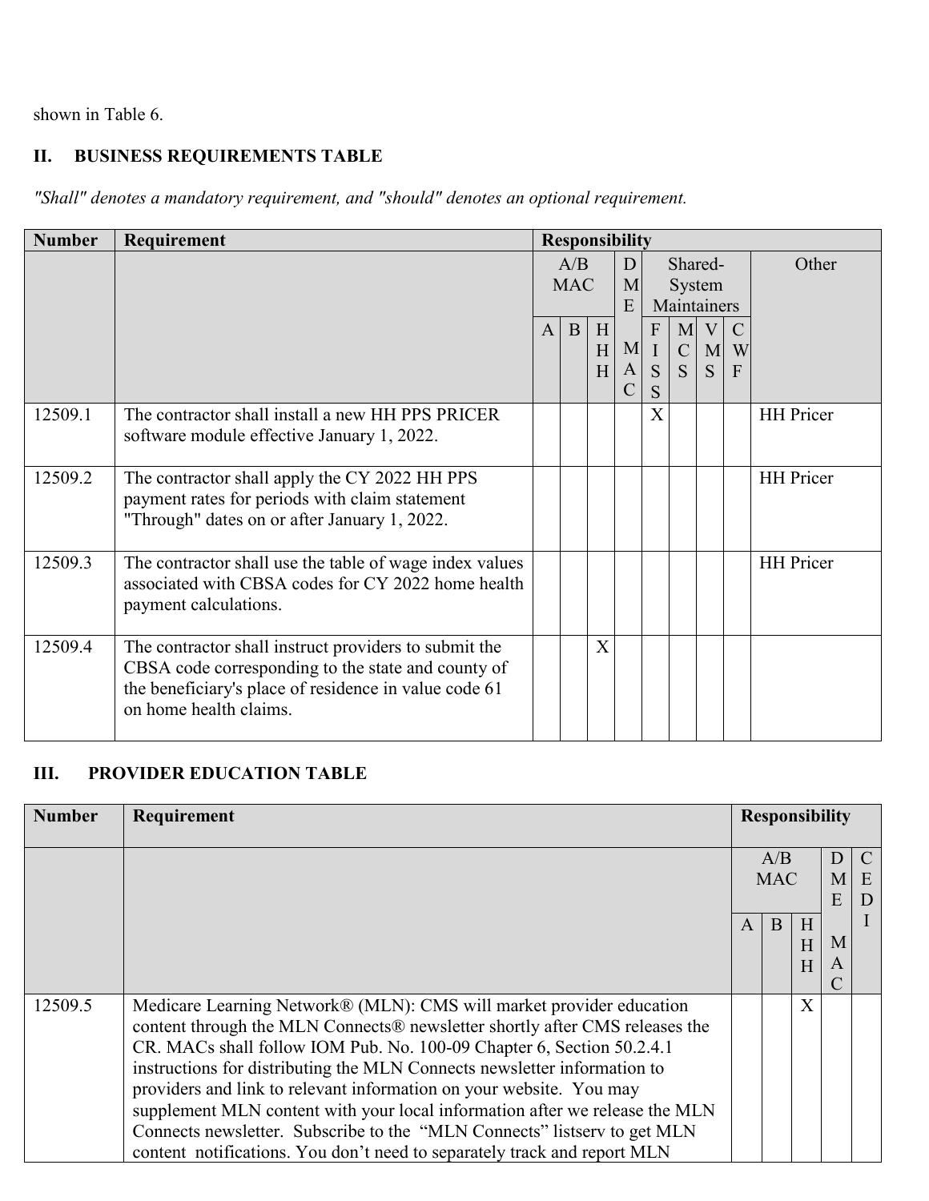shown in Table 6.

## II. BUSINESS REQUIREMENTS TABLE

*"Shall" denotes a mandatory requirement, and "should" denotes an optional requirement.*

| Number | Requirement | Responsibility | | | | | | | | |
|---|---|---|---|---|---|---|---|---|---|---|
| | | A/B MAC | | | DME MAC | Shared-System Maintainers | | | | Other |
| | | A | B | HHH | | FISS | MCS | VMS | CWF | |
| 12509.1 | The contractor shall install a new HH PPS PRICER software module effective January 1, 2022. | | | | | X | | | | HH Pricer |
| 12509.2 | The contractor shall apply the CY 2022 HH PPS payment rates for periods with claim statement "Through" dates on or after January 1, 2022. | | | | | | | | | HH Pricer |
| 12509.3 | The contractor shall use the table of wage index values associated with CBSA codes for CY 2022 home health payment calculations. | | | | | | | | | HH Pricer |
| 12509.4 | The contractor shall instruct providers to submit the CBSA code corresponding to the state and county of the beneficiary's place of residence in value code 61 on home health claims. | | | X | | | | | | |

## III. PROVIDER EDUCATION TABLE

| Number | Requirement | Responsibility | | | | |
|---|---|---|---|---|---|---|
| | | A/B MAC | | | DME MAC | CEDI |
| | | A | B | HHH | | |
| 12509.5 | Medicare Learning Network® (MLN): CMS will market provider education content through the MLN Connects® newsletter shortly after CMS releases the CR. MACs shall follow IOM Pub. No. 100-09 Chapter 6, Section 50.2.4.1 instructions for distributing the MLN Connects newsletter information to providers and link to relevant information on your website. You may supplement MLN content with your local information after we release the MLN Connects newsletter. Subscribe to the "MLN Connects" listserv to get MLN content notifications. You don't need to separately track and report MLN | | | X | | |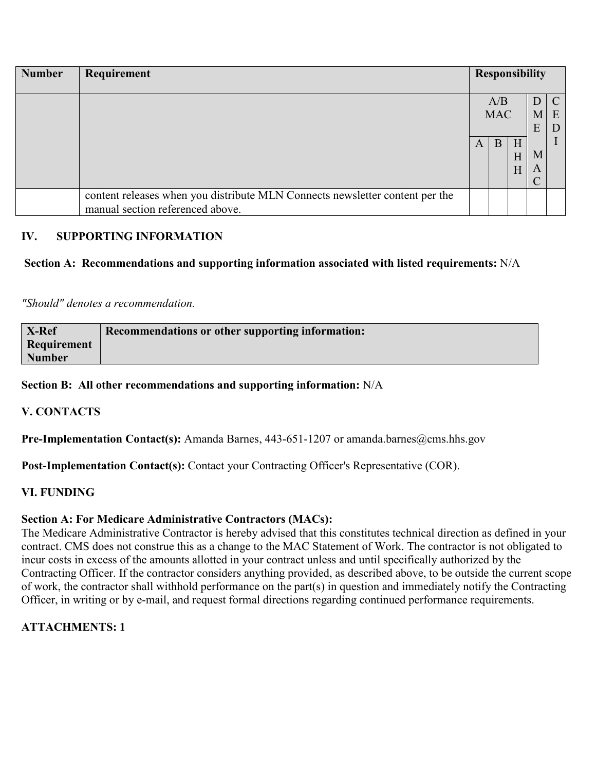| Number | Requirement | Responsibility | | | | |
|---|---|---|---|---|---|---|
| | | A/B MAC | | | DME MAC | CEDI |
| | | A | B | HHH | | |
| | content releases when you distribute MLN Connects newsletter content per the manual section referenced above. | | | | | |

## IV. SUPPORTING INFORMATION

**Section A: Recommendations and supporting information associated with listed requirements:** N/A

*"Should" denotes a recommendation.*

| X-Ref Requirement Number | Recommendations or other supporting information: |
|---|---|

**Section B: All other recommendations and supporting information:** N/A

## V. CONTACTS

**Pre-Implementation Contact(s):** Amanda Barnes, 443-651-1207 or amanda.barnes@cms.hhs.gov

**Post-Implementation Contact(s):** Contact your Contracting Officer's Representative (COR).

## VI. FUNDING

**Section A: For Medicare Administrative Contractors (MACs):**

The Medicare Administrative Contractor is hereby advised that this constitutes technical direction as defined in your contract. CMS does not construe this as a change to the MAC Statement of Work. The contractor is not obligated to incur costs in excess of the amounts allotted in your contract unless and until specifically authorized by the Contracting Officer. If the contractor considers anything provided, as described above, to be outside the current scope of work, the contractor shall withhold performance on the part(s) in question and immediately notify the Contracting Officer, in writing or by e-mail, and request formal directions regarding continued performance requirements.

**ATTACHMENTS: 1**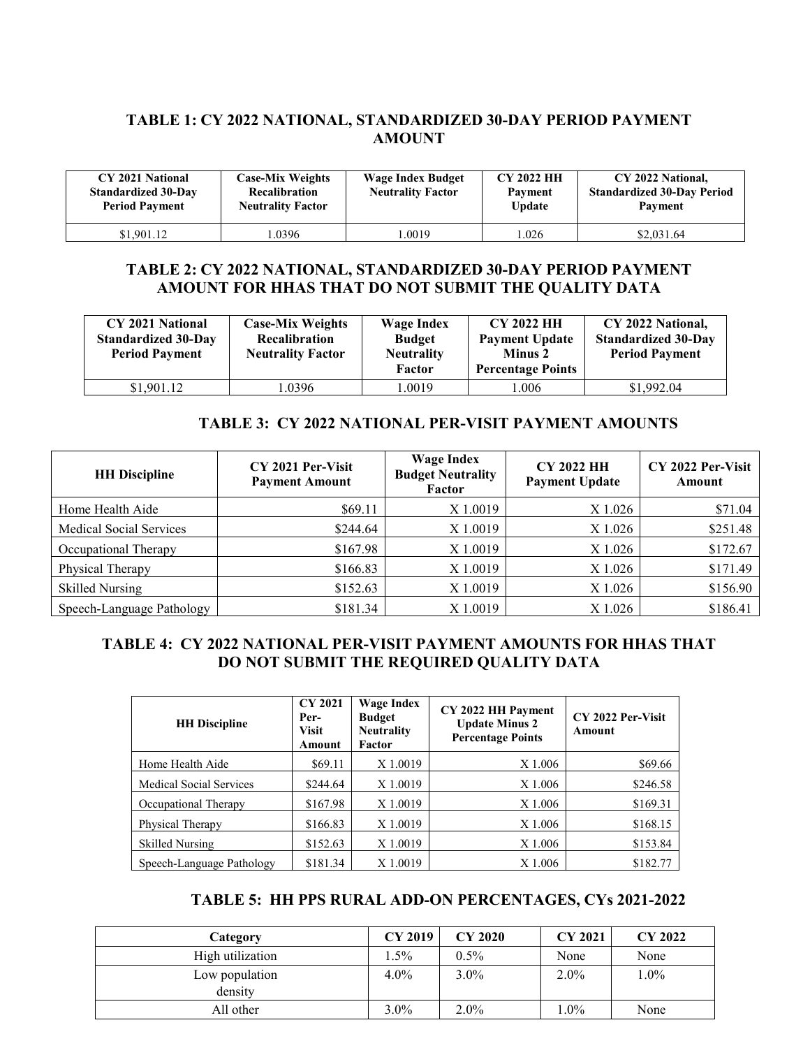### TABLE 1: CY 2022 NATIONAL, STANDARDIZED 30-DAY PERIOD PAYMENT AMOUNT

| CY 2021 National Standardized 30-Day Period Payment | Case-Mix Weights Recalibration Neutrality Factor | Wage Index Budget Neutrality Factor | CY 2022 HH Payment Update | CY 2022 National, Standardized 30-Day Period Payment |
|---|---|---|---|---|
| $1,901.12 | 1.0396 | 1.0019 | 1.026 | $2,031.64 |

### TABLE 2: CY 2022 NATIONAL, STANDARDIZED 30-DAY PERIOD PAYMENT AMOUNT FOR HHAS THAT DO NOT SUBMIT THE QUALITY DATA

| CY 2021 National Standardized 30-Day Period Payment | Case-Mix Weights Recalibration Neutrality Factor | Wage Index Budget Neutrality Factor | CY 2022 HH Payment Update Minus 2 Percentage Points | CY 2022 National, Standardized 30-Day Period Payment |
|---|---|---|---|---|
| $1,901.12 | 1.0396 | 1.0019 | 1.006 | $1,992.04 |

### TABLE 3: CY 2022 NATIONAL PER-VISIT PAYMENT AMOUNTS

| HH Discipline | CY 2021 Per-Visit Payment Amount | Wage Index Budget Neutrality Factor | CY 2022 HH Payment Update | CY 2022 Per-Visit Amount |
|---|---|---|---|---|
| Home Health Aide | $69.11 | X 1.0019 | X 1.026 | $71.04 |
| Medical Social Services | $244.64 | X 1.0019 | X 1.026 | $251.48 |
| Occupational Therapy | $167.98 | X 1.0019 | X 1.026 | $172.67 |
| Physical Therapy | $166.83 | X 1.0019 | X 1.026 | $171.49 |
| Skilled Nursing | $152.63 | X 1.0019 | X 1.026 | $156.90 |
| Speech-Language Pathology | $181.34 | X 1.0019 | X 1.026 | $186.41 |

### TABLE 4: CY 2022 NATIONAL PER-VISIT PAYMENT AMOUNTS FOR HHAS THAT DO NOT SUBMIT THE REQUIRED QUALITY DATA

| HH Discipline | CY 2021 Per-Visit Amount | Wage Index Budget Neutrality Factor | CY 2022 HH Payment Update Minus 2 Percentage Points | CY 2022 Per-Visit Amount |
|---|---|---|---|---|
| Home Health Aide | $69.11 | X 1.0019 | X 1.006 | $69.66 |
| Medical Social Services | $244.64 | X 1.0019 | X 1.006 | $246.58 |
| Occupational Therapy | $167.98 | X 1.0019 | X 1.006 | $169.31 |
| Physical Therapy | $166.83 | X 1.0019 | X 1.006 | $168.15 |
| Skilled Nursing | $152.63 | X 1.0019 | X 1.006 | $153.84 |
| Speech-Language Pathology | $181.34 | X 1.0019 | X 1.006 | $182.77 |

### TABLE 5: HH PPS RURAL ADD-ON PERCENTAGES, CYs 2021-2022

| Category | CY 2019 | CY 2020 | CY 2021 | CY 2022 |
|---|---|---|---|---|
| High utilization | 1.5% | 0.5% | None | None |
| Low population density | 4.0% | 3.0% | 2.0% | 1.0% |
| All other | 3.0% | 2.0% | 1.0% | None |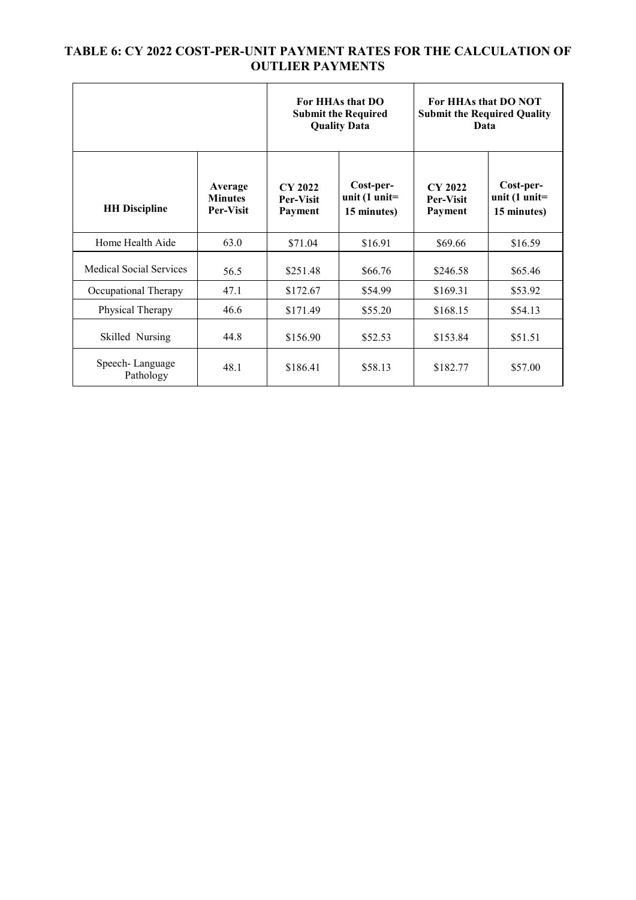**TABLE 6: CY 2022 COST-PER-UNIT PAYMENT RATES FOR THE CALCULATION OF OUTLIER PAYMENTS**

| | | For HHAs that DO Submit the Required Quality Data | | For HHAs that DO NOT Submit the Required Quality Data | |
|---|---|---|---|---|---|
| **HH Discipline** | **Average Minutes Per-Visit** | **CY 2022 Per-Visit Payment** | **Cost-per-unit (1 unit= 15 minutes)** | **CY 2022 Per-Visit Payment** | **Cost-per-unit (1 unit= 15 minutes)** |
| Home Health Aide | 63.0 | $71.04 | $16.91 | $69.66 | $16.59 |
| Medical Social Services | 56.5 | $251.48 | $66.76 | $246.58 | $65.46 |
| Occupational Therapy | 47.1 | $172.67 | $54.99 | $169.31 | $53.92 |
| Physical Therapy | 46.6 | $171.49 | $55.20 | $168.15 | $54.13 |
| Skilled Nursing | 44.8 | $156.90 | $52.53 | $153.84 | $51.51 |
| Speech- Language Pathology | 48.1 | $186.41 | $58.13 | $182.77 | $57.00 |